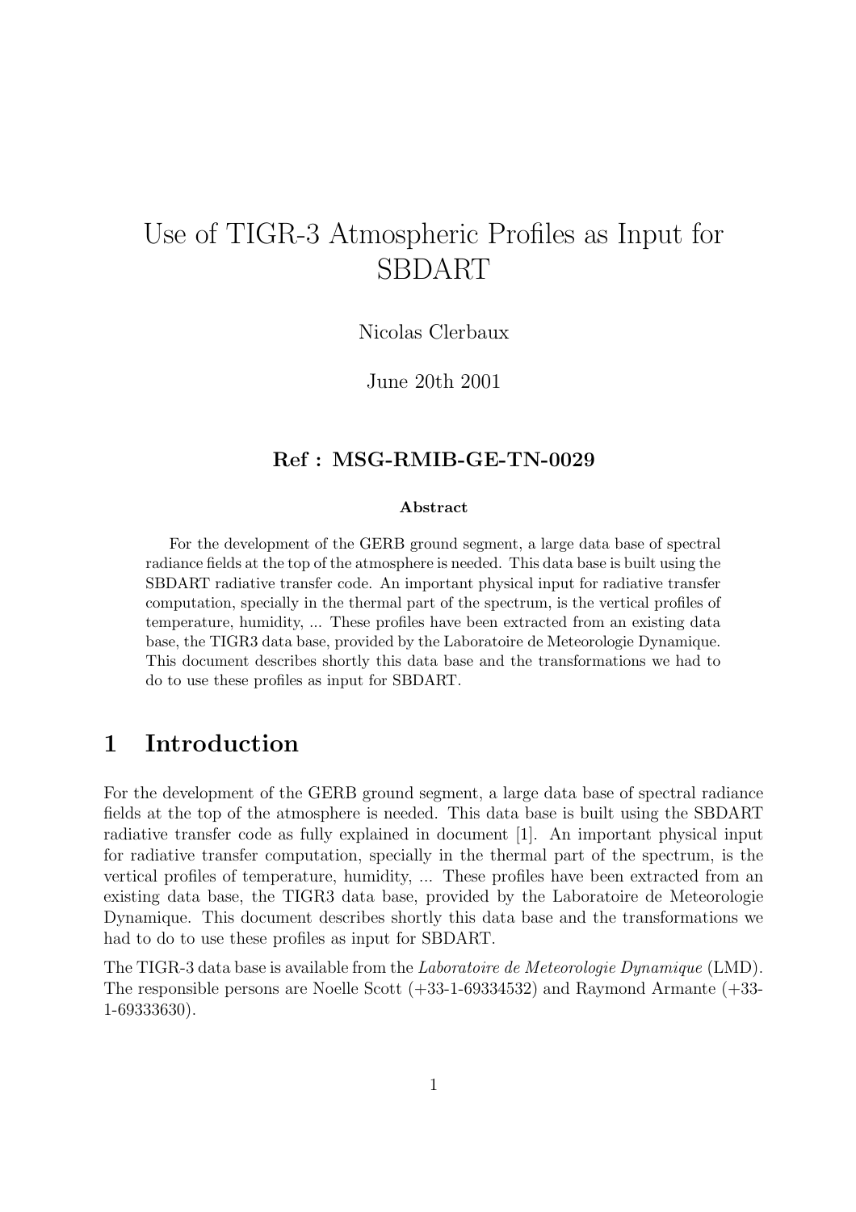# Use of TIGR-3 Atmospheric Profiles as Input for SBDART

Nicolas Clerbaux

June 20th 2001

**Ref : MSG-RMIB-GE-TN-0029**

**Abstract**

For the development of the GERB ground segment, a large data base of spectral radiance fields at the top of the atmosphere is needed. This data base is built using the SBDART radiative transfer code. An important physical input for radiative transfer computation, specially in the thermal part of the spectrum, is the vertical profiles of temperature, humidity, ... These profiles have been extracted from an existing data base, the TIGR3 data base, provided by the Laboratoire de Meteorologie Dynamique. This document describes shortly this data base and the transformations we had to do to use these profiles as input for SBDART.

## 1 Introduction

For the development of the GERB ground segment, a large data base of spectral radiance fields at the top of the atmosphere is needed. This data base is built using the SBDART radiative transfer code as fully explained in document [1]. An important physical input for radiative transfer computation, specially in the thermal part of the spectrum, is the vertical profiles of temperature, humidity, ... These profiles have been extracted from an existing data base, the TIGR3 data base, provided by the Laboratoire de Meteorologie Dynamique. This document describes shortly this data base and the transformations we had to do to use these profiles as input for SBDART.

The TIGR-3 data base is available from the *Laboratoire de Meteorologie Dynamique* (LMD). The responsible persons are Noelle Scott (+33-1-69334532) and Raymond Armante (+33-1-69333630).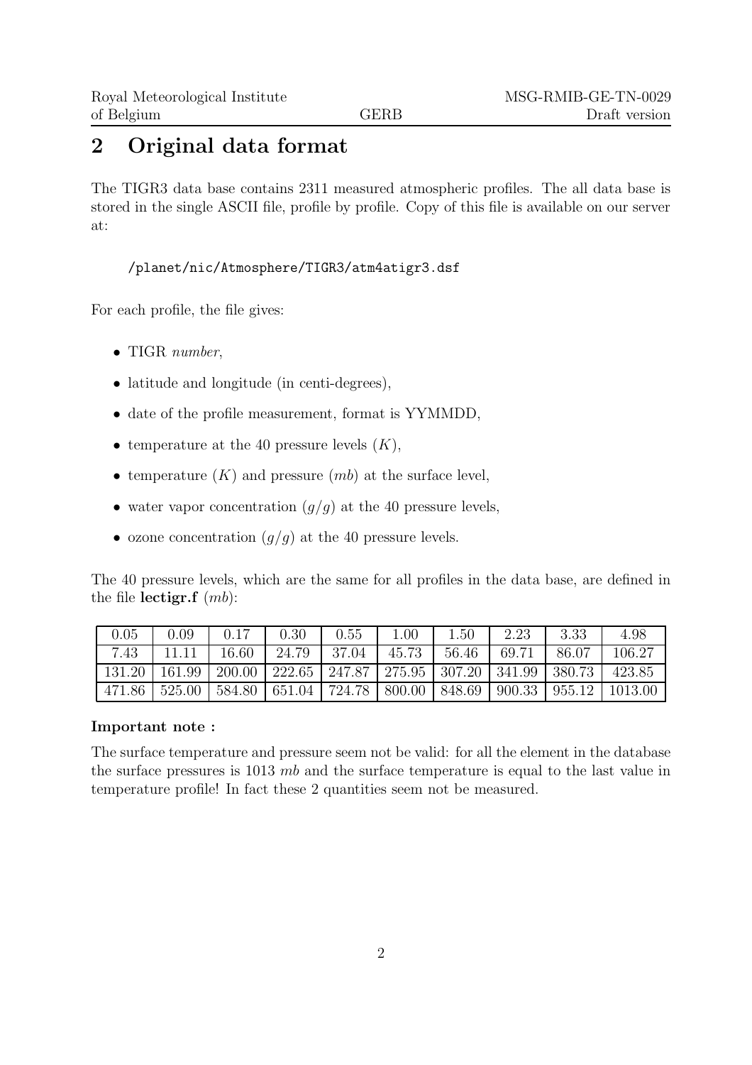## 2 Original data format

The TIGR3 data base contains 2311 measured atmospheric profiles. The all data base is stored in the single ASCII file, profile by profile. Copy of this file is available on our server at:

```
/planet/nic/Atmosphere/TIGR3/atm4atigr3.dsf
```

For each profile, the file gives:

- TIGR *number*,
- latitude and longitude (in centi-degrees),
- date of the profile measurement, format is YYMMDD,
- temperature at the 40 pressure levels ($K$),
- temperature ($K$) and pressure ($mb$) at the surface level,
- water vapor concentration ($g/g$) at the 40 pressure levels,
- ozone concentration ($g/g$) at the 40 pressure levels.

The 40 pressure levels, which are the same for all profiles in the data base, are defined in the file **lectigr.f** ($mb$):

| 0.05 | 0.09 | 0.17 | 0.30 | 0.55 | 1.00 | 1.50 | 2.23 | 3.33 | 4.98 |
|---|---|---|---|---|---|---|---|---|---|
| 7.43 | 11.11 | 16.60 | 24.79 | 37.04 | 45.73 | 56.46 | 69.71 | 86.07 | 106.27 |
| 131.20 | 161.99 | 200.00 | 222.65 | 247.87 | 275.95 | 307.20 | 341.99 | 380.73 | 423.85 |
| 471.86 | 525.00 | 584.80 | 651.04 | 724.78 | 800.00 | 848.69 | 900.33 | 955.12 | 1013.00 |

**Important note :**

The surface temperature and pressure seem not be valid: for all the element in the database the surface pressures is 1013 $mb$ and the surface temperature is equal to the last value in temperature profile! In fact these 2 quantities seem not be measured.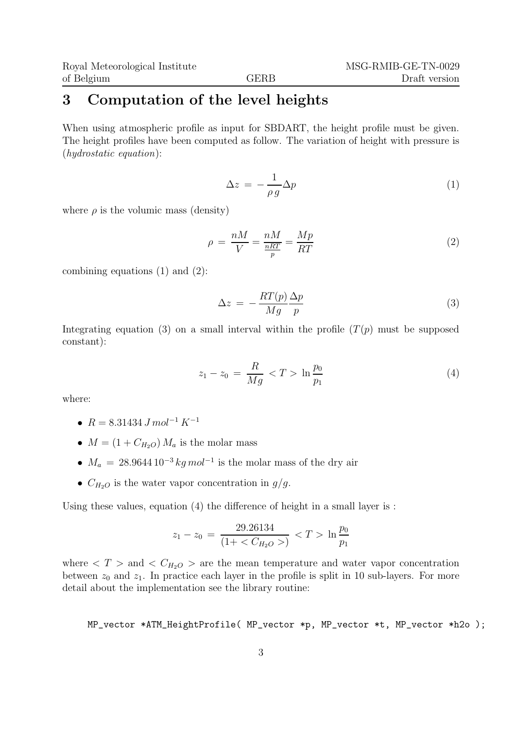## 3 Computation of the level heights

When using atmospheric profile as input for SBDART, the height profile must be given. The height profiles have been computed as follow. The variation of height with pressure is (*hydrostatic equation*):

$$\Delta z \;=\; -\frac{1}{\rho\, g}\Delta p \tag{1}$$

where $\rho$ is the volumic mass (density)

$$\rho \;=\; \frac{nM}{V} = \frac{nM}{\frac{nRT}{p}} = \frac{Mp}{RT} \tag{2}$$

combining equations (1) and (2):

$$\Delta z \;=\; -\frac{RT(p)}{Mg}\frac{\Delta p}{p} \tag{3}$$

Integrating equation (3) on a small interval within the profile ($T(p)$ must be supposed constant):

$$z_1 - z_0 \;=\; \frac{R}{Mg}\; < T > \;\ln\frac{p_0}{p_1} \tag{4}$$

where:

- $R = 8.31434\, J\, mol^{-1}\, K^{-1}$
- $M = (1 + C_{H_2O})\, M_a$ is the molar mass
- $M_a \;=\; 28.9644\, 10^{-3}\, kg\, mol^{-1}$ is the molar mass of the dry air
- $C_{H_2O}$ is the water vapor concentration in $g/g$.

Using these values, equation (4) the difference of height in a small layer is :

$$z_1 - z_0 \;=\; \frac{29.26134}{(1 + < C_{H_2O} >)}\; < T > \;\ln\frac{p_0}{p_1}$$

where $< T >$ and $< C_{H_2O} >$ are the mean temperature and water vapor concentration between $z_0$ and $z_1$. In practice each layer in the profile is split in 10 sub-layers. For more detail about the implementation see the library routine:

```
MP_vector *ATM_HeightProfile( MP_vector *p, MP_vector *t, MP_vector *h2o );
```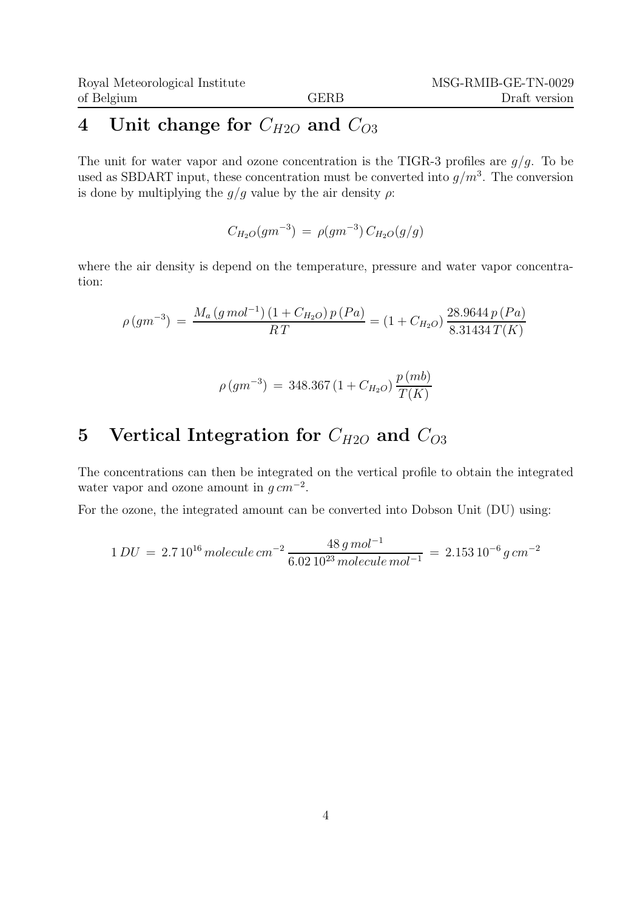# 4 Unit change for $C_{H2O}$ and $C_{O3}$

The unit for water vapor and ozone concentration is the TIGR-3 profiles are $g/g$. To be used as SBDART input, these concentration must be converted into $g/m^3$. The conversion is done by multiplying the $g/g$ value by the air density $\rho$:

$$C_{H_2O}(gm^{-3}) \;=\; \rho(gm^{-3})\, C_{H_2O}(g/g)$$

where the air density is depend on the temperature, pressure and water vapor concentration:

$$\rho\,(gm^{-3}) \;=\; \frac{M_a\,(g\,mol^{-1})\,(1 + C_{H_2O})\,p\,(Pa)}{R\,T} = (1 + C_{H_2O})\,\frac{28.9644\,p\,(Pa)}{8.31434\,T(K)}$$

$$\rho\,(gm^{-3}) \;=\; 348.367\,(1 + C_{H_2O})\,\frac{p\,(mb)}{T(K)}$$

# 5 Vertical Integration for $C_{H2O}$ and $C_{O3}$

The concentrations can then be integrated on the vertical profile to obtain the integrated water vapor and ozone amount in $g\,cm^{-2}$.

For the ozone, the integrated amount can be converted into Dobson Unit (DU) using:

$$1\,DU \;=\; 2.7\,10^{16}\,molecule\,cm^{-2}\,\frac{48\,g\,mol^{-1}}{6.02\,10^{23}\,molecule\,mol^{-1}} \;=\; 2.153\,10^{-6}\,g\,cm^{-2}$$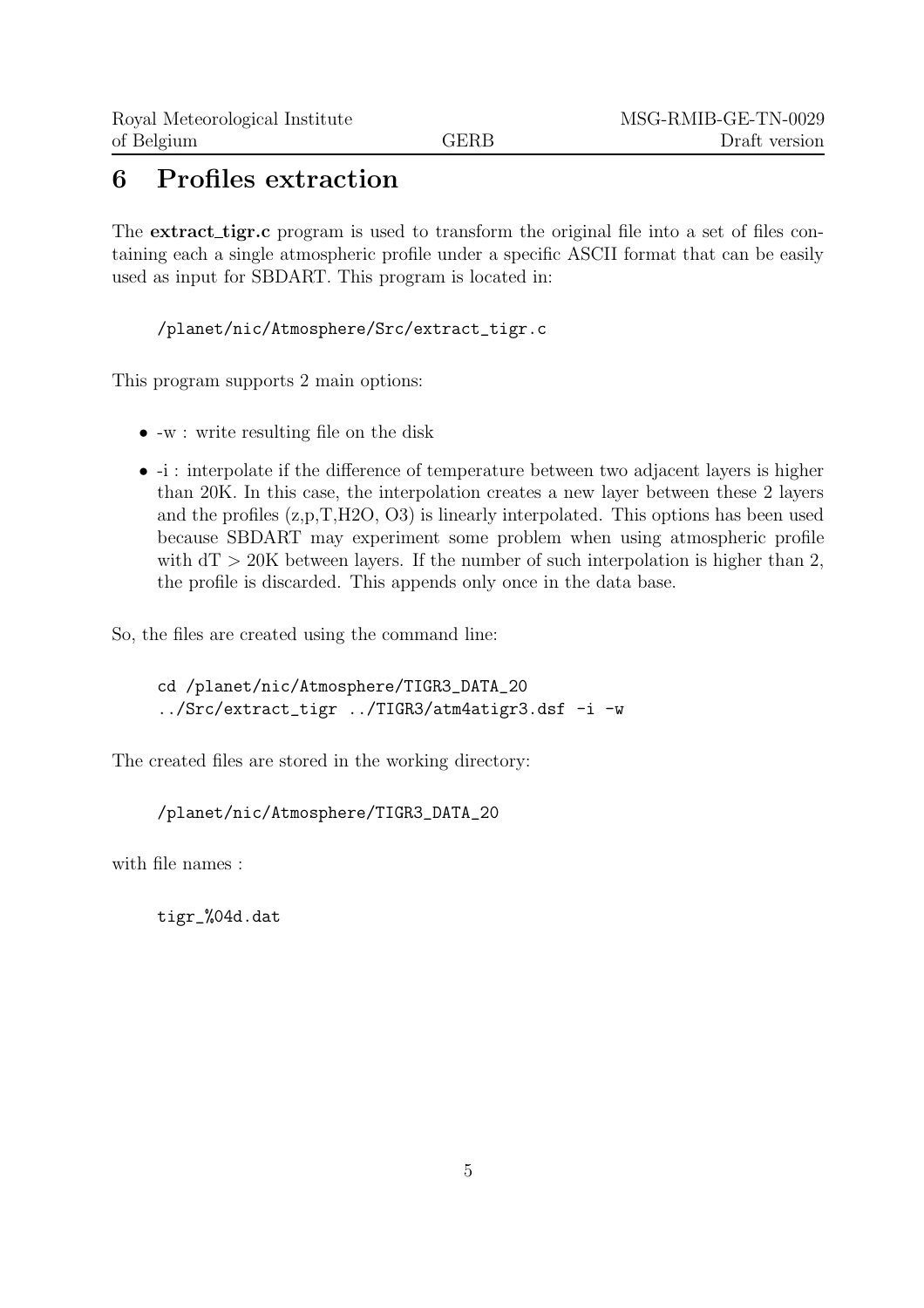# 6 Profiles extraction

The **extract_tigr.c** program is used to transform the original file into a set of files containing each a single atmospheric profile under a specific ASCII format that can be easily used as input for SBDART. This program is located in:

```
/planet/nic/Atmosphere/Src/extract_tigr.c
```

This program supports 2 main options:

- -w : write resulting file on the disk
- -i : interpolate if the difference of temperature between two adjacent layers is higher than 20K. In this case, the interpolation creates a new layer between these 2 layers and the profiles (z,p,T,H2O, O3) is linearly interpolated. This options has been used because SBDART may experiment some problem when using atmospheric profile with dT > 20K between layers. If the number of such interpolation is higher than 2, the profile is discarded. This appends only once in the data base.

So, the files are created using the command line:

```
cd /planet/nic/Atmosphere/TIGR3_DATA_20
../Src/extract_tigr ../TIGR3/atm4atigr3.dsf -i -w
```

The created files are stored in the working directory:

```
/planet/nic/Atmosphere/TIGR3_DATA_20
```

with file names :

```
tigr_%04d.dat
```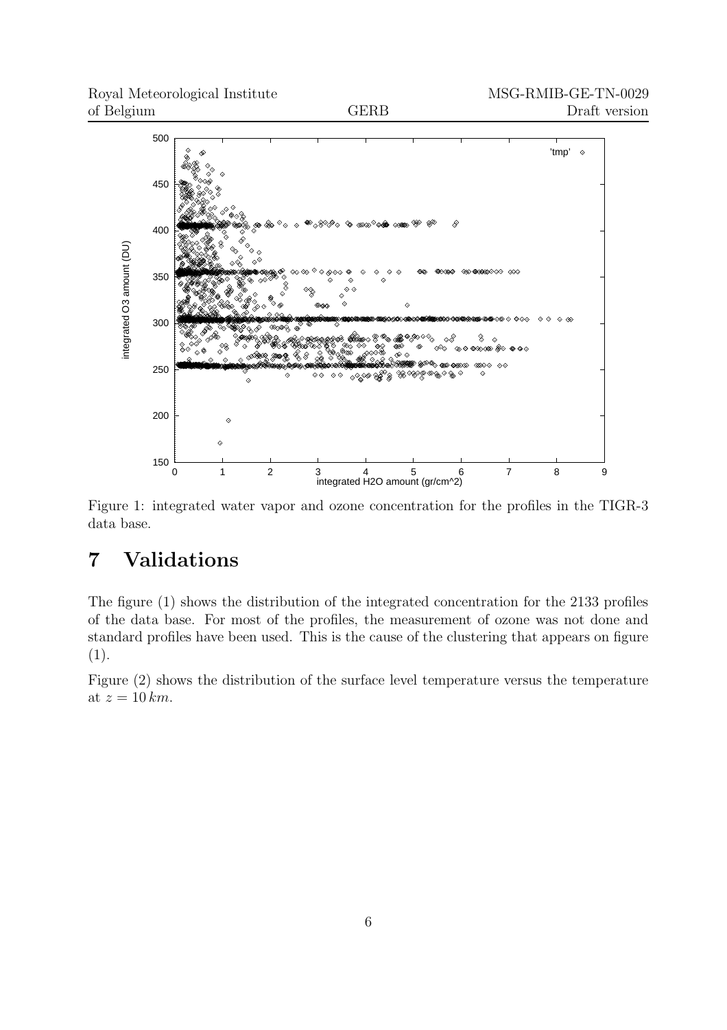Figure 1: integrated water vapor and ozone concentration for the profiles in the TIGR-3 data base.

## 7 Validations

The figure (1) shows the distribution of the integrated concentration for the 2133 profiles of the data base. For most of the profiles, the measurement of ozone was not done and standard profiles have been used. This is the cause of the clustering that appears on figure (1).

Figure (2) shows the distribution of the surface level temperature versus the temperature at $z = 10\,km$.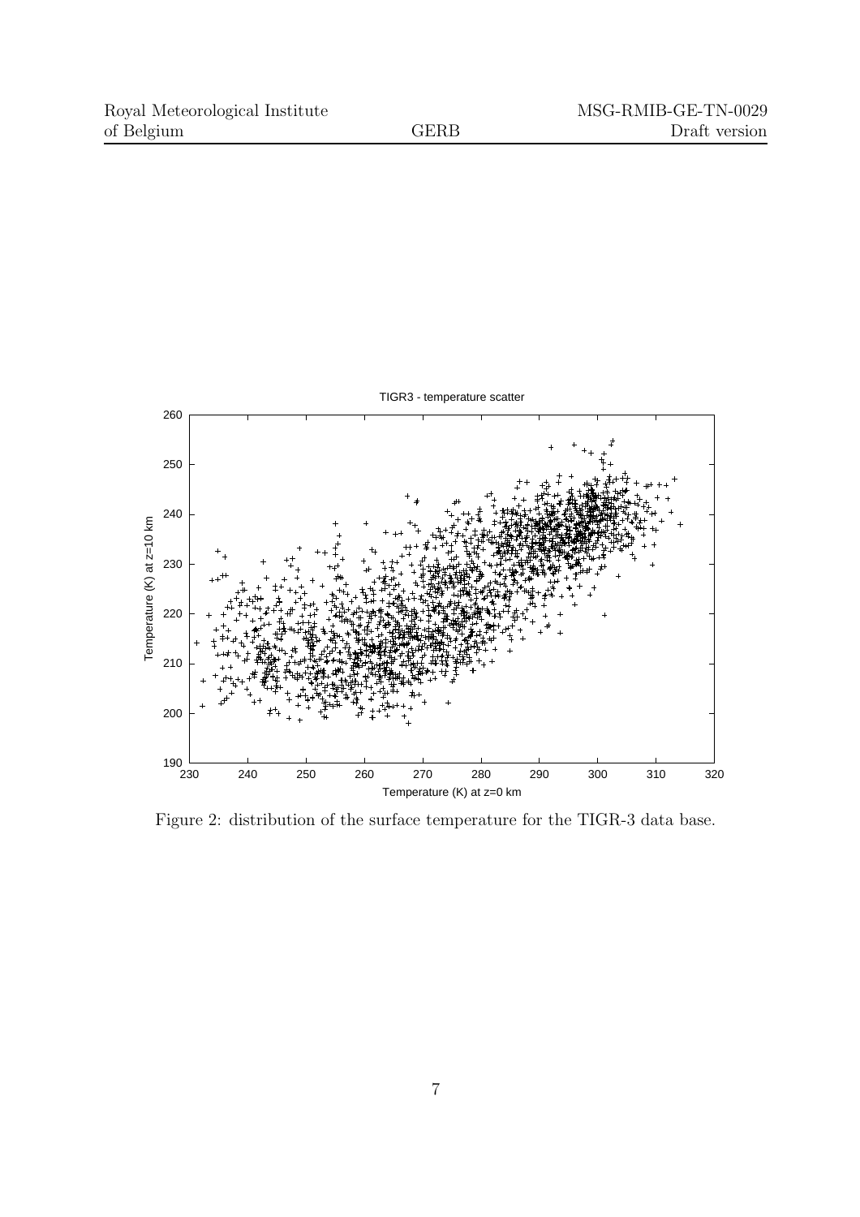Figure 2: distribution of the surface temperature for the TIGR-3 data base.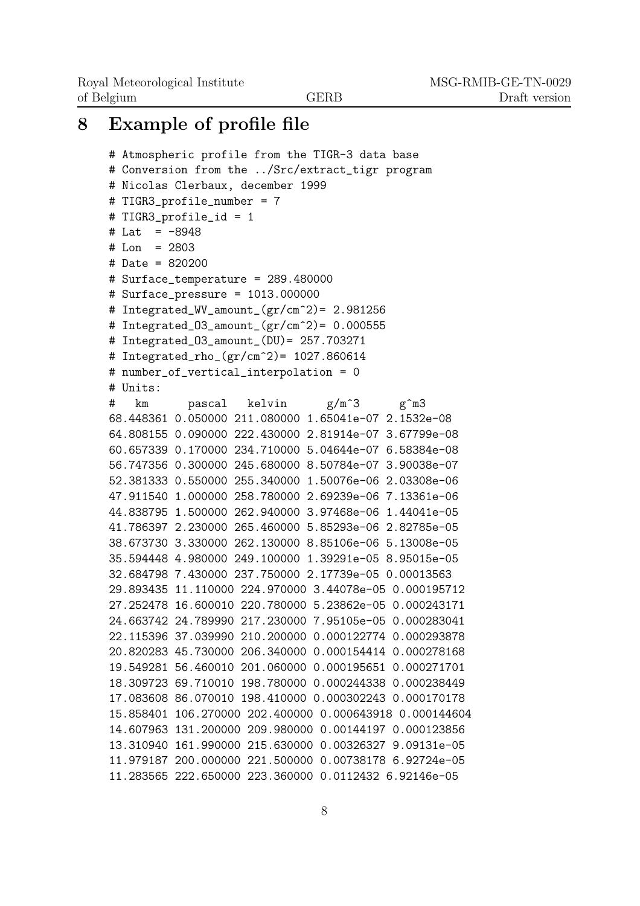# 8 Example of profile file

```
# Atmospheric profile from the TIGR-3 data base
# Conversion from the ../Src/extract_tigr program
# Nicolas Clerbaux, december 1999
# TIGR3_profile_number = 7
# TIGR3_profile_id = 1
# Lat  = -8948
# Lon  = 2803
# Date = 820200
# Surface_temperature = 289.480000
# Surface_pressure = 1013.000000
# Integrated_WV_amount_(gr/cm^2)= 2.981256
# Integrated_O3_amount_(gr/cm^2)= 0.000555
# Integrated_O3_amount_(DU)= 257.703271
# Integrated_rho_(gr/cm^2)= 1027.860614
# number_of_vertical_interpolation = 0
# Units:
#   km      pascal   kelvin      g/m^3      g^m3
68.448361 0.050000 211.080000 1.65041e-07 2.1532e-08
64.808155 0.090000 222.430000 2.81914e-07 3.67799e-08
60.657339 0.170000 234.710000 5.04644e-07 6.58384e-08
56.747356 0.300000 245.680000 8.50784e-07 3.90038e-07
52.381333 0.550000 255.340000 1.50076e-06 2.03308e-06
47.911540 1.000000 258.780000 2.69239e-06 7.13361e-06
44.838795 1.500000 262.940000 3.97468e-06 1.44041e-05
41.786397 2.230000 265.460000 5.85293e-06 2.82785e-05
38.673730 3.330000 262.130000 8.85106e-06 5.13008e-05
35.594448 4.980000 249.100000 1.39291e-05 8.95015e-05
32.684798 7.430000 237.750000 2.17739e-05 0.00013563
29.893435 11.110000 224.970000 3.44078e-05 0.000195712
27.252478 16.600010 220.780000 5.23862e-05 0.000243171
24.663742 24.789990 217.230000 7.95105e-05 0.000283041
22.115396 37.039990 210.200000 0.000122774 0.000293878
20.820283 45.730000 206.340000 0.000154414 0.000278168
19.549281 56.460010 201.060000 0.000195651 0.000271701
18.309723 69.710010 198.780000 0.000244338 0.000238449
17.083608 86.070010 198.410000 0.000302243 0.000170178
15.858401 106.270000 202.400000 0.000643918 0.000144604
14.607963 131.200000 209.980000 0.00144197 0.000123856
13.310940 161.990000 215.630000 0.00326327 9.09131e-05
11.979187 200.000000 221.500000 0.00738178 6.92724e-05
11.283565 222.650000 223.360000 0.0112432 6.92146e-05
```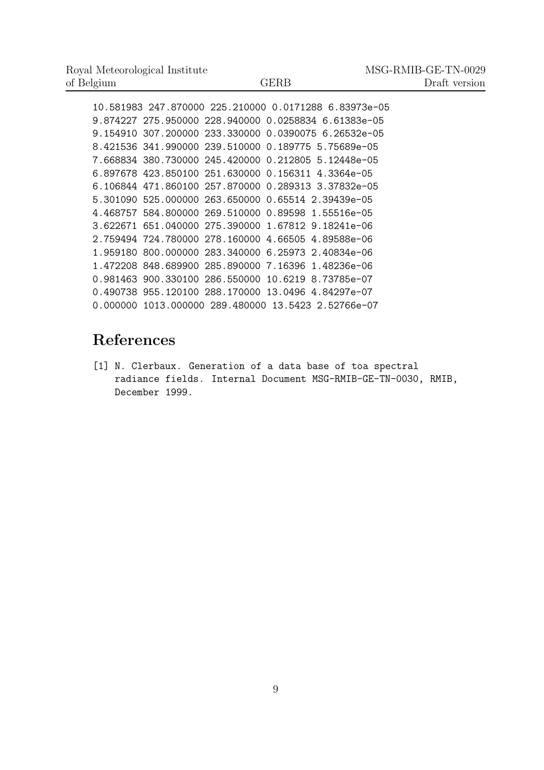```
10.581983 247.870000 225.210000 0.0171288 6.83973e-05
9.874227 275.950000 228.940000 0.0258834 6.61383e-05
9.154910 307.200000 233.330000 0.0390075 6.26532e-05
8.421536 341.990000 239.510000 0.189775 5.75689e-05
7.668834 380.730000 245.420000 0.212805 5.12448e-05
6.897678 423.850100 251.630000 0.156311 4.3364e-05
6.106844 471.860100 257.870000 0.289313 3.37832e-05
5.301090 525.000000 263.650000 0.65514 2.39439e-05
4.468757 584.800000 269.510000 0.89598 1.55516e-05
3.622671 651.040000 275.390000 1.67812 9.18241e-06
2.759494 724.780000 278.160000 4.66505 4.89588e-06
1.959180 800.000000 283.340000 6.25973 2.40834e-06
1.472208 848.689900 285.890000 7.16396 1.48236e-06
0.981463 900.330100 286.550000 10.6219 8.73785e-07
0.490738 955.120100 288.170000 13.0496 4.84297e-07
0.000000 1013.000000 289.480000 13.5423 2.52766e-07
```

## References

[1] N. Clerbaux. Generation of a data base of toa spectral radiance fields. Internal Document MSG-RMIB-GE-TN-0030, RMIB, December 1999.